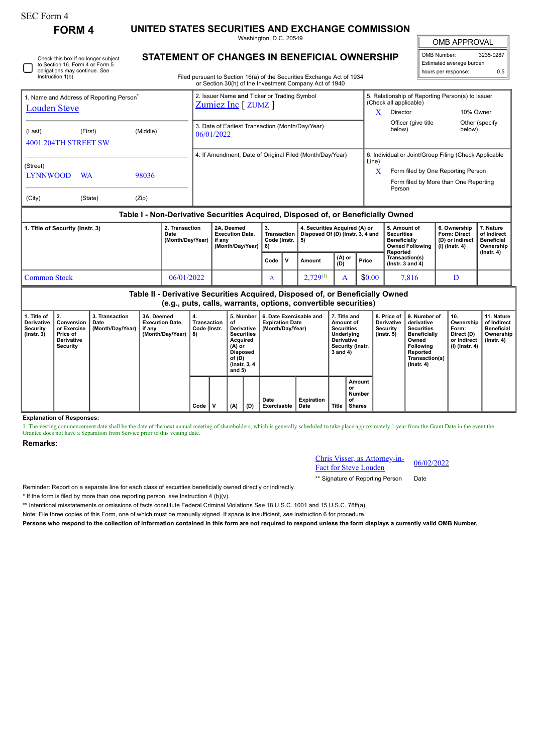SEC Form 4

**FORM 4**

# UNITED STATES SECURITIES AND EXCHANGE COMMISSION

Washington, D.C. 20549

## STATEMENT OF CHANGES IN BENEFICIAL OWNERSHIP

Filed pursuant to Section 16(a) of the Securities Exchange Act of 1934 or Section 30(h) of the Investment Company Act of 1940

| OMB APPROVAL | |
|---|---|
| OMB Number: | 3235-0287 |
| Estimated average burden | |
| hours per response: | 0.5 |

☐ Check this box if no longer subject to Section 16. Form 4 or Form 5 obligations may continue. *See* Instruction 1(b).

| 1. Name and Address of Reporting Person* | 2. Issuer Name **and** Ticker or Trading Symbol | 5. Relationship of Reporting Person(s) to Issuer (Check all applicable) |
|---|---|---|
| Louden Steve | Zumiez Inc [ ZUMZ ] | X Director; 10% Owner; Officer (give title below); Other (specify below) |
| (Last) (First) (Middle) 4001 204TH STREET SW | 3. Date of Earliest Transaction (Month/Day/Year) 06/01/2022 | |
| (Street) LYNNWOOD WA 98036 | 4. If Amendment, Date of Original Filed (Month/Day/Year) | 6. Individual or Joint/Group Filing (Check Applicable Line) X Form filed by One Reporting Person; Form filed by More than One Reporting Person |
| (City) (State) (Zip) | | |

### Table I - Non-Derivative Securities Acquired, Disposed of, or Beneficially Owned

| 1. Title of Security (Instr. 3) | 2. Transaction Date (Month/Day/Year) | 2A. Deemed Execution Date, if any (Month/Day/Year) | 3. Transaction Code (Instr. 8) | | 4. Securities Acquired (A) or Disposed Of (D) (Instr. 3, 4 and 5) | | | 5. Amount of Securities Beneficially Owned Following Reported Transaction(s) (Instr. 3 and 4) | 6. Ownership Form: Direct (D) or Indirect (I) (Instr. 4) | 7. Nature of Indirect Beneficial Ownership (Instr. 4) |
|---|---|---|---|---|---|---|---|---|---|---|
| | | | Code | V | Amount | (A) or (D) | Price | | | |
| Common Stock | 06/01/2022 | | A | | 2,729[(1)] | A | $0.00 | 7,816 | D | |

### Table II - Derivative Securities Acquired, Disposed of, or Beneficially Owned (e.g., puts, calls, warrants, options, convertible securities)

| 1. Title of Derivative Security (Instr. 3) | 2. Conversion or Exercise Price of Derivative Security | 3. Transaction Date (Month/Day/Year) | 3A. Deemed Execution Date, if any (Month/Day/Year) | 4. Transaction Code (Instr. 8) | | 5. Number of Derivative Securities Acquired (A) or Disposed of (D) (Instr. 3, 4 and 5) | | 6. Date Exercisable and Expiration Date (Month/Day/Year) | | 7. Title and Amount of Securities Underlying Derivative Security (Instr. 3 and 4) | | 8. Price of Derivative Security (Instr. 5) | 9. Number of derivative Securities Beneficially Owned Following Reported Transaction(s) (Instr. 4) | 10. Ownership Form: Direct (D) or Indirect (I) (Instr. 4) | 11. Nature of Indirect Beneficial Ownership (Instr. 4) |
|---|---|---|---|---|---|---|---|---|---|---|---|---|---|---|---|
| | | | | Code | V | (A) | (D) | Date Exercisable | Expiration Date | Title | Amount or Number of Shares | | | | |

**Explanation of Responses:**

1. The vesting commencement date shall be the date of the next annual meeting of shareholders, which is generally scheduled to take place approximately 1 year from the Grant Date in the event the Grantee does not have a Separation from Service prior to this vesting date.

**Remarks:**

| Chris Visser, as Attorney-in-Fact for Steve Louden | 06/02/2022 |
|---|---|
| ** Signature of Reporting Person | Date |

Reminder: Report on a separate line for each class of securities beneficially owned directly or indirectly.

\* If the form is filed by more than one reporting person, *see* Instruction 4 (b)(v).

\*\* Intentional misstatements or omissions of facts constitute Federal Criminal Violations *See* 18 U.S.C. 1001 and 15 U.S.C. 78ff(a).

Note: File three copies of this Form, one of which must be manually signed. If space is insufficient, *see* Instruction 6 for procedure.

**Persons who respond to the collection of information contained in this form are not required to respond unless the form displays a currently valid OMB Number.**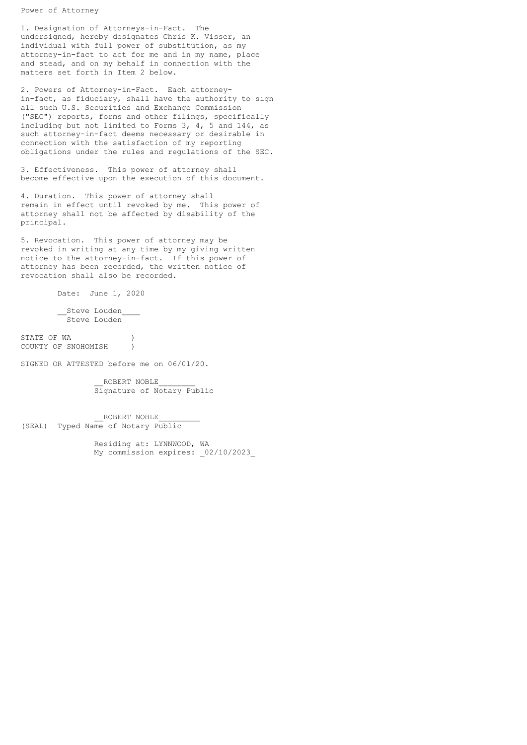Power of Attorney

1. Designation of Attorneys-in-Fact. The undersigned, hereby designates Chris K. Visser, an individual with full power of substitution, as my attorney-in-fact to act for me and in my name, place and stead, and on my behalf in connection with the matters set forth in Item 2 below.

2. Powers of Attorney-in-Fact. Each attorney-in-fact, as fiduciary, shall have the authority to sign all such U.S. Securities and Exchange Commission ("SEC") reports, forms and other filings, specifically including but not limited to Forms 3, 4, 5 and 144, as such attorney-in-fact deems necessary or desirable in connection with the satisfaction of my reporting obligations under the rules and regulations of the SEC.

3. Effectiveness. This power of attorney shall become effective upon the execution of this document.

4. Duration. This power of attorney shall remain in effect until revoked by me. This power of attorney shall not be affected by disability of the principal.

5. Revocation. This power of attorney may be revoked in writing at any time by my giving written notice to the attorney-in-fact. If this power of attorney has been recorded, the written notice of revocation shall also be recorded.

Date: June 1, 2020

__Steve Louden____
Steve Louden

STATE OF WA )
COUNTY OF SNOHOMISH )

SIGNED OR ATTESTED before me on 06/01/20.

__ROBERT NOBLE________
Signature of Notary Public

__ROBERT NOBLE_________
(SEAL) Typed Name of Notary Public

Residing at: LYNNWOOD, WA
My commission expires: _02/10/2023_